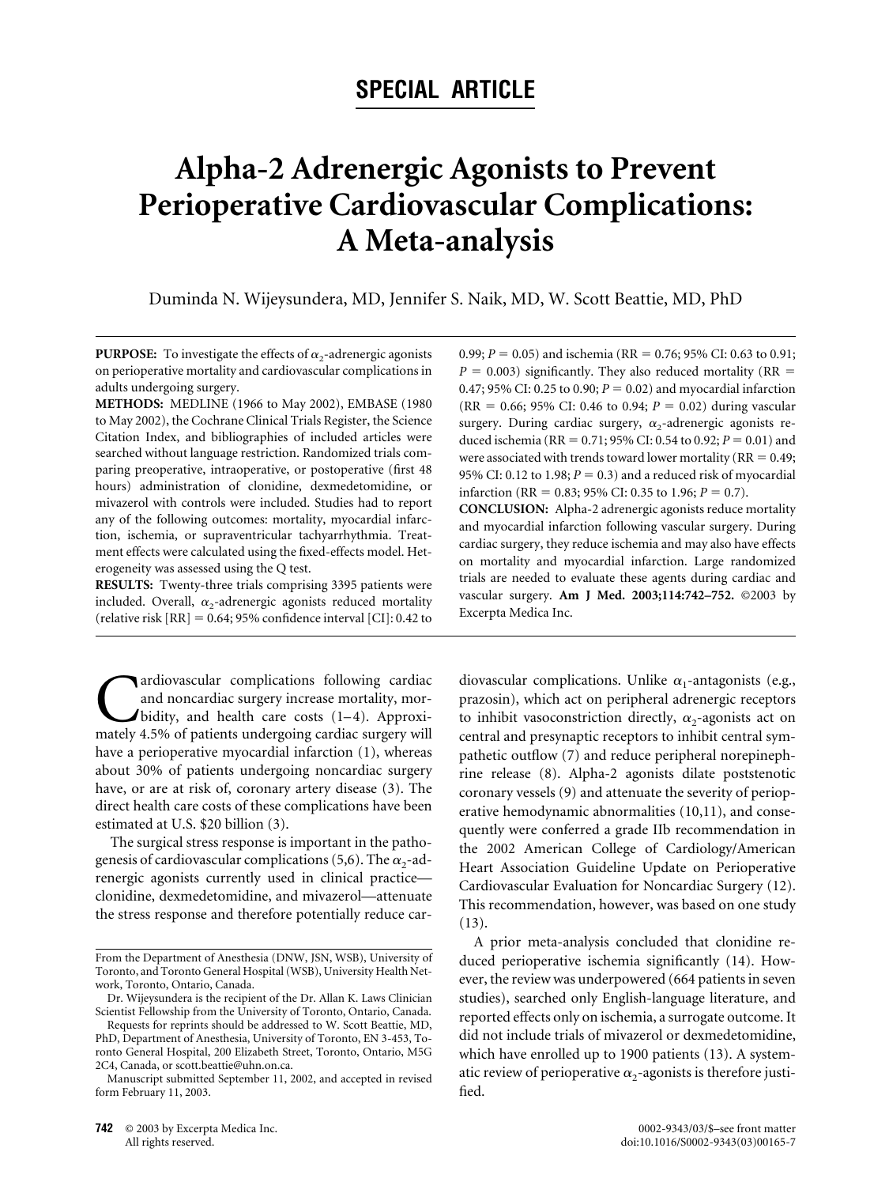# SPECIAL ARTICLE

# Alpha-2 Adrenergic Agonists to Prevent Perioperative Cardiovascular Complications: A Meta-analysis

Duminda N. Wijeysundera, MD, Jennifer S. Naik, MD, W. Scott Beattie, MD, PhD

**PURPOSE:** To investigate the effects of $\alpha_2$-adrenergic agonists on perioperative mortality and cardiovascular complications in adults undergoing surgery.

**METHODS:** MEDLINE (1966 to May 2002), EMBASE (1980 to May 2002), the Cochrane Clinical Trials Register, the Science Citation Index, and bibliographies of included articles were searched without language restriction. Randomized trials comparing preoperative, intraoperative, or postoperative (first 48 hours) administration of clonidine, dexmedetomidine, or mivazerol with controls were included. Studies had to report any of the following outcomes: mortality, myocardial infarction, ischemia, or supraventricular tachyarrhythmia. Treatment effects were calculated using the fixed-effects model. Heterogeneity was assessed using the Q test.

**RESULTS:** Twenty-three trials comprising 3395 patients were included. Overall, $\alpha_2$-adrenergic agonists reduced mortality (relative risk [RR] = 0.64; 95% confidence interval [CI]: 0.42 to 0.99; $P = 0.05$) and ischemia (RR = 0.76; 95% CI: 0.63 to 0.91; $P = 0.003$) significantly. They also reduced mortality (RR = 0.47; 95% CI: 0.25 to 0.90; $P = 0.02$) and myocardial infarction (RR = 0.66; 95% CI: 0.46 to 0.94; $P = 0.02$) during vascular surgery. During cardiac surgery, $\alpha_2$-adrenergic agonists reduced ischemia (RR = 0.71; 95% CI: 0.54 to 0.92; $P = 0.01$) and were associated with trends toward lower mortality (RR = 0.49; 95% CI: 0.12 to 1.98; $P = 0.3$) and a reduced risk of myocardial infarction (RR = 0.83; 95% CI: 0.35 to 1.96; $P = 0.7$).

**CONCLUSION:** Alpha-2 adrenergic agonists reduce mortality and myocardial infarction following vascular surgery. During cardiac surgery, they reduce ischemia and may also have effects on mortality and myocardial infarction. Large randomized trials are needed to evaluate these agents during cardiac and vascular surgery. **Am J Med. 2003;114:742–752.** ©2003 by Excerpta Medica Inc.

Cardiovascular complications following cardiac and noncardiac surgery increase mortality, morbidity, and health care costs (1–4). Approximately 4.5% of patients undergoing cardiac surgery will have a perioperative myocardial infarction (1), whereas about 30% of patients undergoing noncardiac surgery have, or are at risk of, coronary artery disease (3). The direct health care costs of these complications have been estimated at U.S. $20 billion (3).

The surgical stress response is important in the pathogenesis of cardiovascular complications (5,6). The $\alpha_2$-adrenergic agonists currently used in clinical practice—clonidine, dexmedetomidine, and mivazerol—attenuate the stress response and therefore potentially reduce cardiovascular complications. Unlike $\alpha_1$-antagonists (e.g., prazosin), which act on peripheral adrenergic receptors to inhibit vasoconstriction directly, $\alpha_2$-agonists act on central and presynaptic receptors to inhibit central sympathetic outflow (7) and reduce peripheral norepinephrine release (8). Alpha-2 agonists dilate poststenotic coronary vessels (9) and attenuate the severity of perioperative hemodynamic abnormalities (10,11), and consequently were conferred a grade IIb recommendation in the 2002 American College of Cardiology/American Heart Association Guideline Update on Perioperative Cardiovascular Evaluation for Noncardiac Surgery (12). This recommendation, however, was based on one study (13).

A prior meta-analysis concluded that clonidine reduced perioperative ischemia significantly (14). However, the review was underpowered (664 patients in seven studies), searched only English-language literature, and reported effects only on ischemia, a surrogate outcome. It did not include trials of mivazerol or dexmedetomidine, which have enrolled up to 1900 patients (13). A systematic review of perioperative $\alpha_2$-agonists is therefore justified.

From the Department of Anesthesia (DNW, JSN, WSB), University of Toronto, and Toronto General Hospital (WSB), University Health Network, Toronto, Ontario, Canada.

Dr. Wijeysundera is the recipient of the Dr. Allan K. Laws Clinician Scientist Fellowship from the University of Toronto, Ontario, Canada.

Requests for reprints should be addressed to W. Scott Beattie, MD, PhD, Department of Anesthesia, University of Toronto, EN 3-453, Toronto General Hospital, 200 Elizabeth Street, Toronto, Ontario, M5G 2C4, Canada, or scott.beattie@uhn.on.ca.

Manuscript submitted September 11, 2002, and accepted in revised form February 11, 2003.

© 2003 by Excerpta Medica Inc. All rights reserved.

0002-9343/03/$–see front matter doi:10.1016/S0002-9343(03)00165-7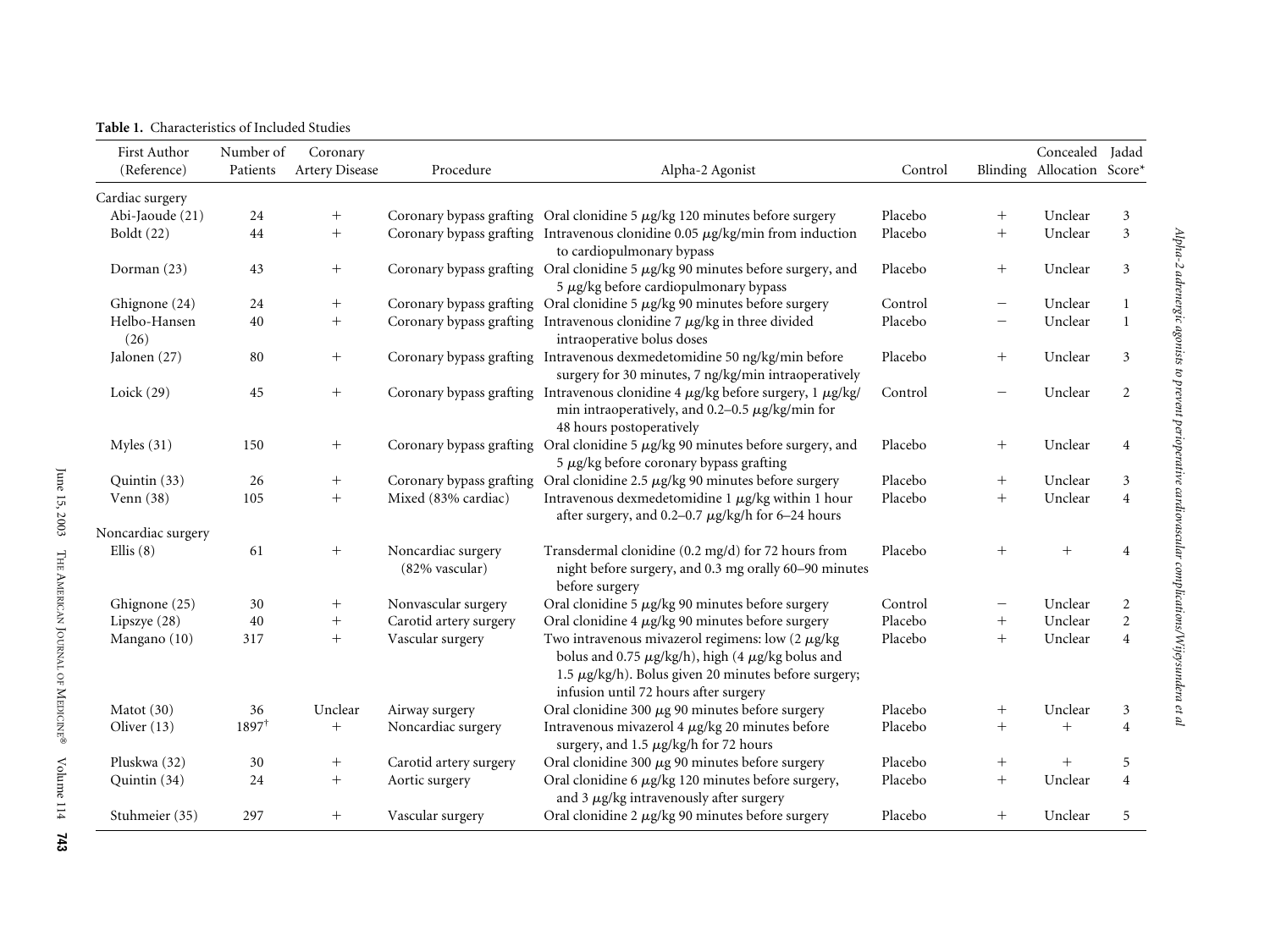**Table 1.** Characteristics of Included Studies

| First Author (Reference) | Number of Patients | Coronary Artery Disease | Procedure | Alpha-2 Agonist | Control | Blinding | Concealed Allocation | Jadad Score* |
|---|---|---|---|---|---|---|---|---|
| Cardiac surgery | | | | | | | | |
| Abi-Jaoude (21) | 24 | + | Coronary bypass grafting | Oral clonidine 5 μg/kg 120 minutes before surgery | Placebo | + | Unclear | 3 |
| Boldt (22) | 44 | + | Coronary bypass grafting | Intravenous clonidine 0.05 μg/kg/min from induction to cardiopulmonary bypass | Placebo | + | Unclear | 3 |
| Dorman (23) | 43 | + | Coronary bypass grafting | Oral clonidine 5 μg/kg 90 minutes before surgery, and 5 μg/kg before cardiopulmonary bypass | Placebo | + | Unclear | 3 |
| Ghignone (24) | 24 | + | Coronary bypass grafting | Oral clonidine 5 μg/kg 90 minutes before surgery | Control | − | Unclear | 1 |
| Helbo-Hansen (26) | 40 | + | Coronary bypass grafting | Intravenous clonidine 7 μg/kg in three divided intraoperative bolus doses | Placebo | − | Unclear | 1 |
| Jalonen (27) | 80 | + | Coronary bypass grafting | Intravenous dexmedetomidine 50 ng/kg/min before surgery for 30 minutes, 7 ng/kg/min intraoperatively | Placebo | + | Unclear | 3 |
| Loick (29) | 45 | + | Coronary bypass grafting | Intravenous clonidine 4 μg/kg before surgery, 1 μg/kg/min intraoperatively, and 0.2–0.5 μg/kg/min for 48 hours postoperatively | Control | − | Unclear | 2 |
| Myles (31) | 150 | + | Coronary bypass grafting | Oral clonidine 5 μg/kg 90 minutes before surgery, and 5 μg/kg before coronary bypass grafting | Placebo | + | Unclear | 4 |
| Quintin (33) | 26 | + | Coronary bypass grafting | Oral clonidine 2.5 μg/kg 90 minutes before surgery | Placebo | + | Unclear | 3 |
| Venn (38) | 105 | + | Mixed (83% cardiac) | Intravenous dexmedetomidine 1 μg/kg within 1 hour after surgery, and 0.2–0.7 μg/kg/h for 6–24 hours | Placebo | + | Unclear | 4 |
| Noncardiac surgery | | | | | | | | |
| Ellis (8) | 61 | + | Noncardiac surgery (82% vascular) | Transdermal clonidine (0.2 mg/d) for 72 hours from night before surgery, and 0.3 mg orally 60–90 minutes before surgery | Placebo | + | + | 4 |
| Ghignone (25) | 30 | + | Nonvascular surgery | Oral clonidine 5 μg/kg 90 minutes before surgery | Control | − | Unclear | 2 |
| Lipszye (28) | 40 | + | Carotid artery surgery | Oral clonidine 4 μg/kg 90 minutes before surgery | Placebo | + | Unclear | 2 |
| Mangano (10) | 317 | + | Vascular surgery | Two intravenous mivazerol regimens: low (2 μg/kg bolus and 0.75 μg/kg/h), high (4 μg/kg bolus and 1.5 μg/kg/h). Bolus given 20 minutes before surgery; infusion until 72 hours after surgery | Placebo | + | Unclear | 4 |
| Matot (30) | 36 | Unclear | Airway surgery | Oral clonidine 300 μg 90 minutes before surgery | Placebo | + | Unclear | 3 |
| Oliver (13) | 1897[†] | + | Noncardiac surgery | Intravenous mivazerol 4 μg/kg 20 minutes before surgery, and 1.5 μg/kg/h for 72 hours | Placebo | + | + | 4 |
| Pluskwa (32) | 30 | + | Carotid artery surgery | Oral clonidine 300 μg 90 minutes before surgery | Placebo | + | + | 5 |
| Quintin (34) | 24 | + | Aortic surgery | Oral clonidine 6 μg/kg 120 minutes before surgery, and 3 μg/kg intravenously after surgery | Placebo | + | Unclear | 4 |
| Stuhmeier (35) | 297 | + | Vascular surgery | Oral clonidine 2 μg/kg 90 minutes before surgery | Placebo | + | Unclear | 5 |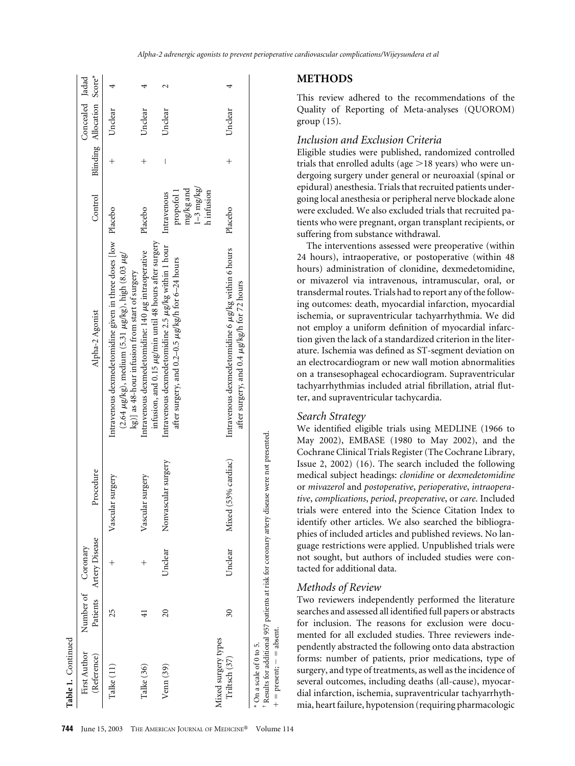**Table 1.** Continued

| First Author (Reference) | Number of Patients | Coronary Artery Disease | Procedure | Alpha-2 Agonist | Control | Blinding | Concealed Allocation | Jadad Score* |
|---|---|---|---|---|---|---|---|---|
| Talke (11) | 25 | + | Vascular surgery | Intravenous dexmedetomidine given in three doses [low (2.64 μg/kg), medium (5.31 μg/kg), high (8.03 μg/kg)] as 48-hour infusion from start of surgery | Placebo | + | Unclear | 4 |
| Talke (36) | 41 | + | Vascular surgery | Intravenous dexmedetomidine: 140 μg intraoperative infusion, and 0.15 μg/min until 48 hours after surgery | Placebo | + | Unclear | 4 |
| Venn (39) | 20 | Unclear | Nonvascular surgery | Intravenous dexmedetomidine 2.5 μg/kg within 1 hour after surgery, and 0.2–0.5 μg/kg/h for 6–24 hours | Intravenous propofol 1 mg/kg and 1–3 mg/kg/h infusion | − | Unclear | 2 |
| Mixed surgery types | | | | | | | | |
| Triltsch (37) | 30 | Unclear | Mixed (53% cardiac) | Intravenous dexmedetomidine 6 μg/kg within 6 hours after surgery, and 0.4 μg/kg/h for 72 hours | Placebo | + | Unclear | 4 |

* On a scale of 0 to 5.
† Results for additional 957 patients at risk for coronary artery disease were not presented.
+ = present; − = absent.

## METHODS

This review adhered to the recommendations of the Quality of Reporting of Meta-analyses (QUOROM) group (15).

### Inclusion and Exclusion Criteria

Eligible studies were published, randomized controlled trials that enrolled adults (age >18 years) who were undergoing surgery under general or neuroaxial (spinal or epidural) anesthesia. Trials that recruited patients undergoing local anesthesia or peripheral nerve blockade alone were excluded. We also excluded trials that recruited patients who were pregnant, organ transplant recipients, or suffering from substance withdrawal.

The interventions assessed were preoperative (within 24 hours), intraoperative, or postoperative (within 48 hours) administration of clonidine, dexmedetomidine, or mivazerol via intravenous, intramuscular, oral, or transdermal routes. Trials had to report any of the following outcomes: death, myocardial infarction, myocardial ischemia, or supraventricular tachyarrhythmia. We did not employ a uniform definition of myocardial infarction given the lack of a standardized criterion in the literature. Ischemia was defined as ST-segment deviation on an electrocardiogram or new wall motion abnormalities on a transesophageal echocardiogram. Supraventricular tachyarrhythmias included atrial fibrillation, atrial flutter, and supraventricular tachycardia.

### Search Strategy

We identified eligible trials using MEDLINE (1966 to May 2002), EMBASE (1980 to May 2002), and the Cochrane Clinical Trials Register (The Cochrane Library, Issue 2, 2002) (16). The search included the following medical subject headings: *clonidine* or *dexmedetomidine* or *mivazerol* and *postoperative*, *perioperative*, *intraoperative*, *complications*, *period*, *preoperative*, or *care*. Included trials were entered into the Science Citation Index to identify other articles. We also searched the bibliographies of included articles and published reviews. No language restrictions were applied. Unpublished trials were not sought, but authors of included studies were contacted for additional data.

### Methods of Review

Two reviewers independently performed the literature searches and assessed all identified full papers or abstracts for inclusion. The reasons for exclusion were documented for all excluded studies. Three reviewers independently abstracted the following onto data abstraction forms: number of patients, prior medications, type of surgery, and type of treatments, as well as the incidence of several outcomes, including deaths (all-cause), myocardial infarction, ischemia, supraventricular tachyarrhythmia, heart failure, hypotension (requiring pharmacologic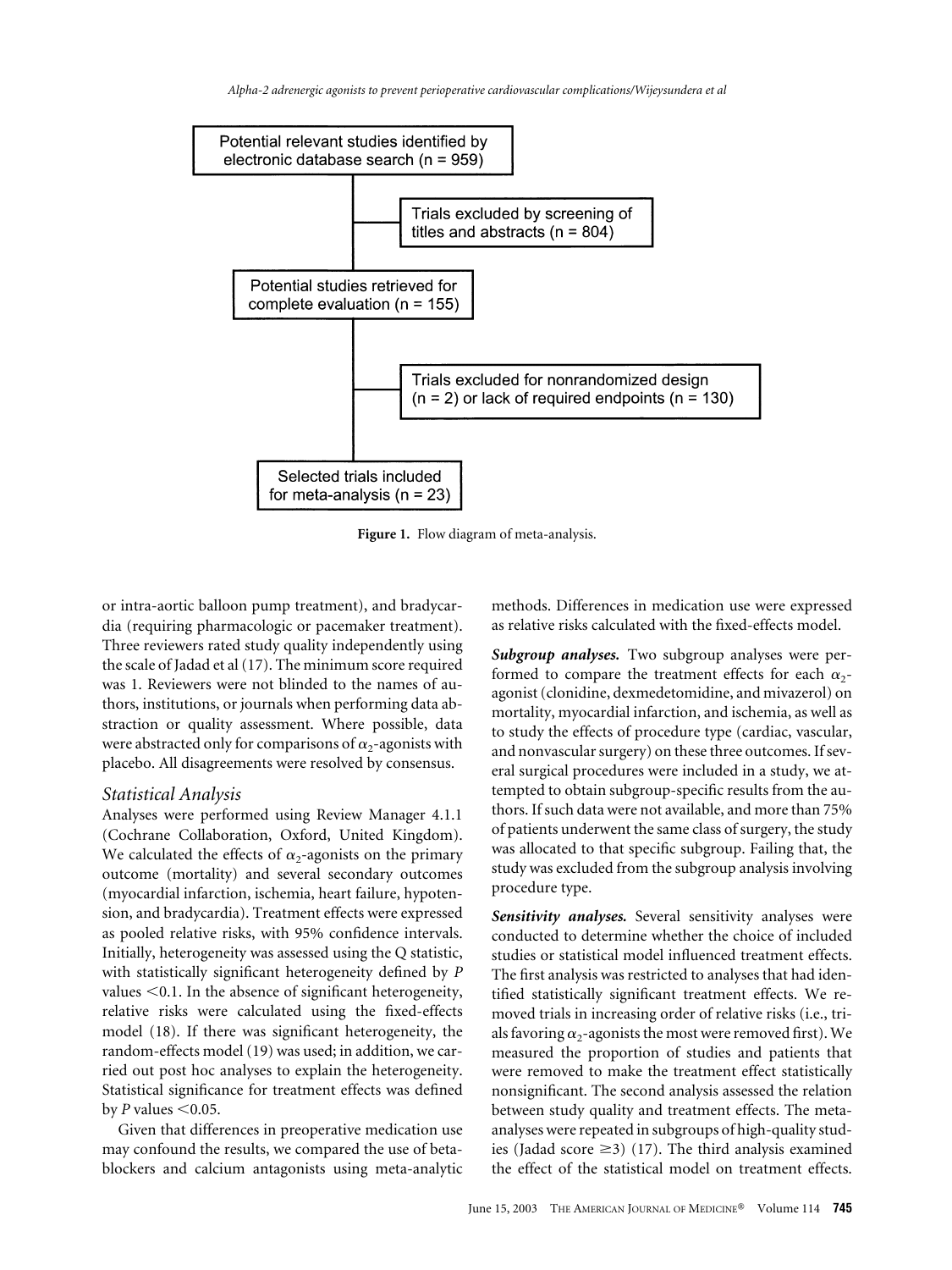Potential relevant studies identified by electronic database search (n = 959)

Trials excluded by screening of titles and abstracts (n = 804)

Potential studies retrieved for complete evaluation (n = 155)

Trials excluded for nonrandomized design (n = 2) or lack of required endpoints (n = 130)

Selected trials included for meta-analysis (n = 23)

**Figure 1.** Flow diagram of meta-analysis.

or intra-aortic balloon pump treatment), and bradycardia (requiring pharmacologic or pacemaker treatment). Three reviewers rated study quality independently using the scale of Jadad et al (17). The minimum score required was 1. Reviewers were not blinded to the names of authors, institutions, or journals when performing data abstraction or quality assessment. Where possible, data were abstracted only for comparisons of $\alpha_2$-agonists with placebo. All disagreements were resolved by consensus.

### Statistical Analysis

Analyses were performed using Review Manager 4.1.1 (Cochrane Collaboration, Oxford, United Kingdom). We calculated the effects of $\alpha_2$-agonists on the primary outcome (mortality) and several secondary outcomes (myocardial infarction, ischemia, heart failure, hypotension, and bradycardia). Treatment effects were expressed as pooled relative risks, with 95% confidence intervals. Initially, heterogeneity was assessed using the Q statistic, with statistically significant heterogeneity defined by $P$ values $<0.1$. In the absence of significant heterogeneity, relative risks were calculated using the fixed-effects model (18). If there was significant heterogeneity, the random-effects model (19) was used; in addition, we carried out post hoc analyses to explain the heterogeneity. Statistical significance for treatment effects was defined by $P$ values $<0.05$.

Given that differences in preoperative medication use may confound the results, we compared the use of beta-blockers and calcium antagonists using meta-analytic methods. Differences in medication use were expressed as relative risks calculated with the fixed-effects model.

***Subgroup analyses.*** Two subgroup analyses were performed to compare the treatment effects for each $\alpha_2$-agonist (clonidine, dexmedetomidine, and mivazerol) on mortality, myocardial infarction, and ischemia, as well as to study the effects of procedure type (cardiac, vascular, and nonvascular surgery) on these three outcomes. If several surgical procedures were included in a study, we attempted to obtain subgroup-specific results from the authors. If such data were not available, and more than 75% of patients underwent the same class of surgery, the study was allocated to that specific subgroup. Failing that, the study was excluded from the subgroup analysis involving procedure type.

***Sensitivity analyses.*** Several sensitivity analyses were conducted to determine whether the choice of included studies or statistical model influenced treatment effects. The first analysis was restricted to analyses that had identified statistically significant treatment effects. We removed trials in increasing order of relative risks (i.e., trials favoring $\alpha_2$-agonists the most were removed first). We measured the proportion of studies and patients that were removed to make the treatment effect statistically nonsignificant. The second analysis assessed the relation between study quality and treatment effects. The meta-analyses were repeated in subgroups of high-quality studies (Jadad score $\geq 3$) (17). The third analysis examined the effect of the statistical model on treatment effects.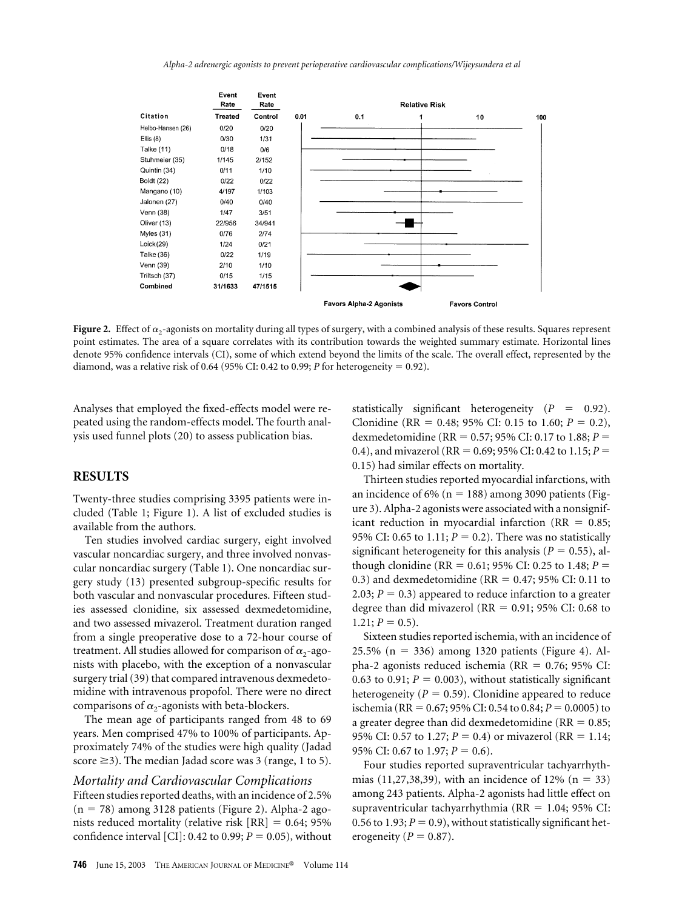| Citation | Event Rate Treated | Event Rate Control |
|---|---|---|
| Helbo-Hansen (26) | 0/20 | 0/20 |
| Ellis (8) | 0/30 | 1/31 |
| Talke (11) | 0/18 | 0/6 |
| Stuhmeier (35) | 1/145 | 2/152 |
| Quintin (34) | 0/11 | 1/10 |
| Boldt (22) | 0/22 | 0/22 |
| Mangano (10) | 4/197 | 1/103 |
| Jalonen (27) | 0/40 | 0/40 |
| Venn (38) | 1/47 | 3/51 |
| Oliver (13) | 22/956 | 34/941 |
| Myles (31) | 0/76 | 2/74 |
| Loick (29) | 1/24 | 0/21 |
| Talke (36) | 0/22 | 1/19 |
| Venn (39) | 2/10 | 1/10 |
| Triltsch (37) | 0/15 | 1/15 |
| **Combined** | **31/1633** | **47/1515** |

**Figure 2.** Effect of $\alpha_2$-agonists on mortality during all types of surgery, with a combined analysis of these results. Squares represent point estimates. The area of a square correlates with its contribution towards the weighted summary estimate. Horizontal lines denote 95% confidence intervals (CI), some of which extend beyond the limits of the scale. The overall effect, represented by the diamond, was a relative risk of 0.64 (95% CI: 0.42 to 0.99; *P* for heterogeneity = 0.92).

Analyses that employed the fixed-effects model were repeated using the random-effects model. The fourth analysis used funnel plots (20) to assess publication bias.

## RESULTS

Twenty-three studies comprising 3395 patients were included (Table 1; Figure 1). A list of excluded studies is available from the authors.

Ten studies involved cardiac surgery, eight involved vascular noncardiac surgery, and three involved nonvascular noncardiac surgery (Table 1). One noncardiac surgery study (13) presented subgroup-specific results for both vascular and nonvascular procedures. Fifteen studies assessed clonidine, six assessed dexmedetomidine, and two assessed mivazerol. Treatment duration ranged from a single preoperative dose to a 72-hour course of treatment. All studies allowed for comparison of $\alpha_2$-agonists with placebo, with the exception of a nonvascular surgery trial (39) that compared intravenous dexmedetomidine with intravenous propofol. There were no direct comparisons of $\alpha_2$-agonists with beta-blockers.

The mean age of participants ranged from 48 to 69 years. Men comprised 47% to 100% of participants. Approximately 74% of the studies were high quality (Jadad score ≥3). The median Jadad score was 3 (range, 1 to 5).

### *Mortality and Cardiovascular Complications*

Fifteen studies reported deaths, with an incidence of 2.5% (n = 78) among 3128 patients (Figure 2). Alpha-2 agonists reduced mortality (relative risk [RR] = 0.64; 95% confidence interval [CI]: 0.42 to 0.99; *P* = 0.05), without statistically significant heterogeneity (*P* = 0.92). Clonidine (RR = 0.48; 95% CI: 0.15 to 1.60; *P* = 0.2), dexmedetomidine (RR = 0.57; 95% CI: 0.17 to 1.88; *P* = 0.4), and mivazerol (RR = 0.69; 95% CI: 0.42 to 1.15; *P* = 0.15) had similar effects on mortality.

Thirteen studies reported myocardial infarctions, with an incidence of 6% (n = 188) among 3090 patients (Figure 3). Alpha-2 agonists were associated with a nonsignificant reduction in myocardial infarction (RR = 0.85; 95% CI: 0.65 to 1.11; *P* = 0.2). There was no statistically significant heterogeneity for this analysis (*P* = 0.55), although clonidine (RR = 0.61; 95% CI: 0.25 to 1.48; *P* = 0.3) and dexmedetomidine (RR = 0.47; 95% CI: 0.11 to 2.03; *P* = 0.3) appeared to reduce infarction to a greater degree than did mivazerol (RR = 0.91; 95% CI: 0.68 to 1.21; *P* = 0.5).

Sixteen studies reported ischemia, with an incidence of 25.5% (n = 336) among 1320 patients (Figure 4). Alpha-2 agonists reduced ischemia (RR = 0.76; 95% CI: 0.63 to 0.91; *P* = 0.003), without statistically significant heterogeneity (*P* = 0.59). Clonidine appeared to reduce ischemia (RR = 0.67; 95% CI: 0.54 to 0.84; *P* = 0.0005) to a greater degree than did dexmedetomidine (RR = 0.85; 95% CI: 0.57 to 1.27; *P* = 0.4) or mivazerol (RR = 1.14; 95% CI: 0.67 to 1.97; *P* = 0.6).

Four studies reported supraventricular tachyarrhythmias (11,27,38,39), with an incidence of 12% (n = 33) among 243 patients. Alpha-2 agonists had little effect on supraventricular tachyarrhythmia (RR = 1.04; 95% CI: 0.56 to 1.93; *P* = 0.9), without statistically significant heterogeneity (*P* = 0.87).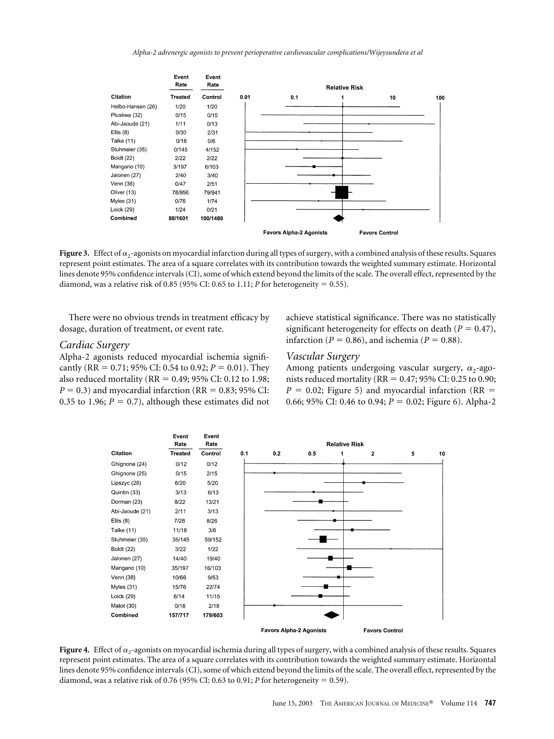| Citation | Event Rate Treated | Event Rate Control |
|---|---|---|
| Helbo-Hansen (26) | 1/20 | 1/20 |
| Pluskwa (32) | 0/15 | 0/15 |
| Abi-Jaoude (21) | 1/11 | 0/13 |
| Ellis (8) | 0/30 | 2/31 |
| Talke (11) | 0/18 | 0/6 |
| Stuhmeier (35) | 0/145 | 4/152 |
| Boldt (22) | 2/22 | 2/22 |
| Mangano (10) | 3/197 | 6/103 |
| Jalonen (27) | 2/40 | 3/40 |
| Venn (38) | 0/47 | 2/51 |
| Oliver (13) | 78/956 | 79/941 |
| Myles (31) | 0/76 | 1/74 |
| Loick (29) | 1/24 | 0/21 |
| **Combined** | **88/1601** | **100/1489** |

**Figure 3.** Effect of $\alpha_2$-agonists on myocardial infarction during all types of surgery, with a combined analysis of these results. Squares represent point estimates. The area of a square correlates with its contribution towards the weighted summary estimate. Horizontal lines denote 95% confidence intervals (CI), some of which extend beyond the limits of the scale. The overall effect, represented by the diamond, was a relative risk of 0.85 (95% CI: 0.65 to 1.11; *P* for heterogeneity = 0.55).

There were no obvious trends in treatment efficacy by dosage, duration of treatment, or event rate.

### *Cardiac Surgery*

Alpha-2 agonists reduced myocardial ischemia significantly (RR = 0.71; 95% CI: 0.54 to 0.92; $P = 0.01$). They also reduced mortality (RR = 0.49; 95% CI: 0.12 to 1.98; $P = 0.3$) and myocardial infarction (RR = 0.83; 95% CI: 0.35 to 1.96; $P = 0.7$), although these estimates did not achieve statistical significance. There was no statistically significant heterogeneity for effects on death ($P = 0.47$), infarction ($P = 0.86$), and ischemia ($P = 0.88$).

### *Vascular Surgery*

Among patients undergoing vascular surgery, $\alpha_2$-agonists reduced mortality (RR = 0.47; 95% CI: 0.25 to 0.90; $P = 0.02$; Figure 5) and myocardial infarction (RR = 0.66; 95% CI: 0.46 to 0.94; $P = 0.02$; Figure 6). Alpha-2

| Citation | Event Rate Treated | Event Rate Control |
|---|---|---|
| Ghignone (24) | 0/12 | 0/12 |
| Ghignone (25) | 0/15 | 2/15 |
| Lipszyc (28) | 8/20 | 5/20 |
| Quintin (33) | 3/13 | 6/13 |
| Dorman (23) | 8/22 | 13/21 |
| Abi-Jaoude (21) | 2/11 | 3/13 |
| Ellis (8) | 7/28 | 8/26 |
| Talke (11) | 11/18 | 3/6 |
| Stuhmeier (35) | 35/145 | 59/152 |
| Boldt (22) | 3/22 | 1/22 |
| Jalonen (27) | 14/40 | 19/40 |
| Mangano (10) | 35/197 | 16/103 |
| Venn (38) | 10/66 | 9/53 |
| Myles (31) | 15/76 | 22/74 |
| Loick (29) | 6/14 | 11/15 |
| Matot (30) | 0/18 | 2/18 |
| **Combined** | **157/717** | **179/603** |

**Figure 4.** Effect of $\alpha_2$-agonists on myocardial ischemia during all types of surgery, with a combined analysis of these results. Squares represent point estimates. The area of a square correlates with its contribution towards the weighted summary estimate. Horizontal lines denote 95% confidence intervals (CI), some of which extend beyond the limits of the scale. The overall effect, represented by the diamond, was a relative risk of 0.76 (95% CI: 0.63 to 0.91; *P* for heterogeneity = 0.59).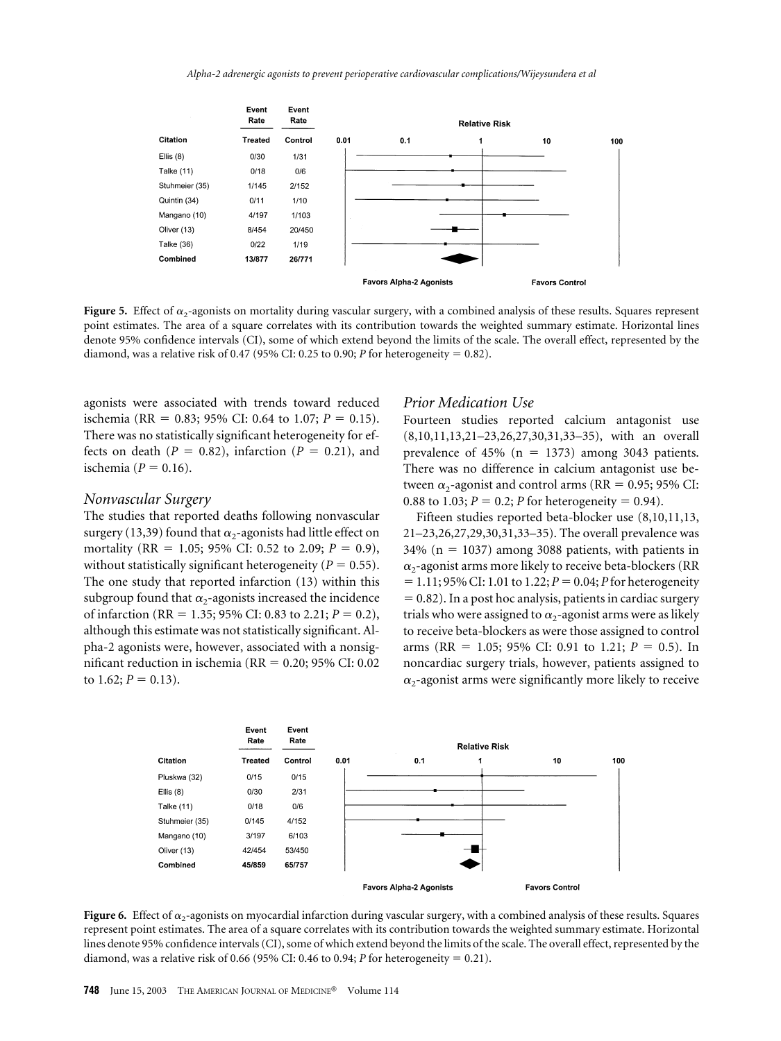| Citation | Event Rate Treated | Event Rate Control |
|---|---|---|
| Ellis (8) | 0/30 | 1/31 |
| Talke (11) | 0/18 | 0/6 |
| Stuhmeier (35) | 1/145 | 2/152 |
| Quintin (34) | 0/11 | 1/10 |
| Mangano (10) | 4/197 | 1/103 |
| Oliver (13) | 8/454 | 20/450 |
| Talke (36) | 0/22 | 1/19 |
| **Combined** | **13/877** | **26/771** |

Relative Risk (0.01, 0.1, 1, 10, 100) — Favors Alpha-2 Agonists / Favors Control

**Figure 5.** Effect of $\alpha_2$-agonists on mortality during vascular surgery, with a combined analysis of these results. Squares represent point estimates. The area of a square correlates with its contribution towards the weighted summary estimate. Horizontal lines denote 95% confidence intervals (CI), some of which extend beyond the limits of the scale. The overall effect, represented by the diamond, was a relative risk of 0.47 (95% CI: 0.25 to 0.90; *P* for heterogeneity = 0.82).

agonists were associated with trends toward reduced ischemia (RR = 0.83; 95% CI: 0.64 to 1.07; *P* = 0.15). There was no statistically significant heterogeneity for effects on death (*P* = 0.82), infarction (*P* = 0.21), and ischemia (*P* = 0.16).

### *Nonvascular Surgery*

The studies that reported deaths following nonvascular surgery (13,39) found that $\alpha_2$-agonists had little effect on mortality (RR = 1.05; 95% CI: 0.52 to 2.09; *P* = 0.9), without statistically significant heterogeneity (*P* = 0.55). The one study that reported infarction (13) within this subgroup found that $\alpha_2$-agonists increased the incidence of infarction (RR = 1.35; 95% CI: 0.83 to 2.21; *P* = 0.2), although this estimate was not statistically significant. Alpha-2 agonists were, however, associated with a nonsignificant reduction in ischemia (RR = 0.20; 95% CI: 0.02 to 1.62; *P* = 0.13).

### *Prior Medication Use*

Fourteen studies reported calcium antagonist use (8,10,11,13,21–23,26,27,30,31,33–35), with an overall prevalence of 45% (n = 1373) among 3043 patients. There was no difference in calcium antagonist use between $\alpha_2$-agonist and control arms (RR = 0.95; 95% CI: 0.88 to 1.03; *P* = 0.2; *P* for heterogeneity = 0.94).

Fifteen studies reported beta-blocker use (8,10,11,13, 21–23,26,27,29,30,31,33–35). The overall prevalence was 34% (n = 1037) among 3088 patients, with patients in $\alpha_2$-agonist arms more likely to receive beta-blockers (RR = 1.11; 95% CI: 1.01 to 1.22; *P* = 0.04; *P* for heterogeneity = 0.82). In a post hoc analysis, patients in cardiac surgery trials who were assigned to $\alpha_2$-agonist arms were as likely to receive beta-blockers as were those assigned to control arms (RR = 1.05; 95% CI: 0.91 to 1.21; *P* = 0.5). In noncardiac surgery trials, however, patients assigned to $\alpha_2$-agonist arms were significantly more likely to receive

| Citation | Event Rate Treated | Event Rate Control |
|---|---|---|
| Pluskwa (32) | 0/15 | 0/15 |
| Ellis (8) | 0/30 | 2/31 |
| Talke (11) | 0/18 | 0/6 |
| Stuhmeier (35) | 0/145 | 4/152 |
| Mangano (10) | 3/197 | 6/103 |
| Oliver (13) | 42/454 | 53/450 |
| **Combined** | **45/859** | **65/757** |

Relative Risk (0.01, 0.1, 1, 10, 100) — Favors Alpha-2 Agonists / Favors Control

**Figure 6.** Effect of $\alpha_2$-agonists on myocardial infarction during vascular surgery, with a combined analysis of these results. Squares represent point estimates. The area of a square correlates with its contribution towards the weighted summary estimate. Horizontal lines denote 95% confidence intervals (CI), some of which extend beyond the limits of the scale. The overall effect, represented by the diamond, was a relative risk of 0.66 (95% CI: 0.46 to 0.94; *P* for heterogeneity = 0.21).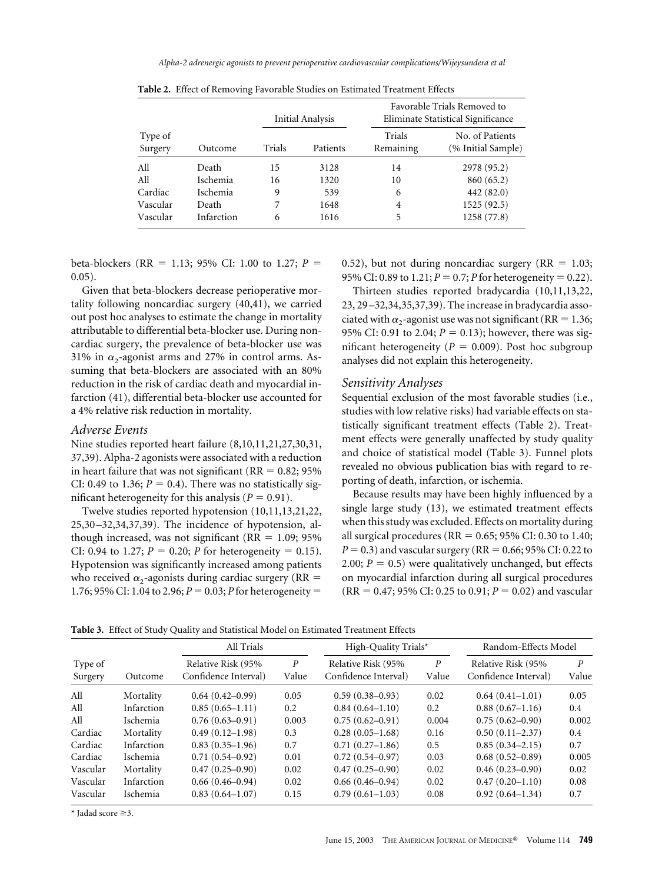**Table 2.** Effect of Removing Favorable Studies on Estimated Treatment Effects

| Type of Surgery | Outcome | Initial Analysis | | Favorable Trials Removed to Eliminate Statistical Significance | |
|---|---|---|---|---|---|
| | | Trials | Patients | Trials Remaining | No. of Patients (% Initial Sample) |
| All | Death | 15 | 3128 | 14 | 2978 (95.2) |
| All | Ischemia | 16 | 1320 | 10 | 860 (65.2) |
| Cardiac | Ischemia | 9 | 539 | 6 | 442 (82.0) |
| Vascular | Death | 7 | 1648 | 4 | 1525 (92.5) |
| Vascular | Infarction | 6 | 1616 | 5 | 1258 (77.8) |

beta-blockers (RR = 1.13; 95% CI: 1.00 to 1.27; $P$ = 0.05).

Given that beta-blockers decrease perioperative mortality following noncardiac surgery (40,41), we carried out post hoc analyses to estimate the change in mortality attributable to differential beta-blocker use. During noncardiac surgery, the prevalence of beta-blocker use was 31% in $\alpha_2$-agonist arms and 27% in control arms. Assuming that beta-blockers are associated with an 80% reduction in the risk of cardiac death and myocardial infarction (41), differential beta-blocker use accounted for a 4% relative risk reduction in mortality.

### Adverse Events

Nine studies reported heart failure (8,10,11,21,27,30,31,37,39). Alpha-2 agonists were associated with a reduction in heart failure that was not significant (RR = 0.82; 95% CI: 0.49 to 1.36; $P$ = 0.4). There was no statistically significant heterogeneity for this analysis ($P$ = 0.91).

Twelve studies reported hypotension (10,11,13,21,22,25,30–32,34,37,39). The incidence of hypotension, although increased, was not significant (RR = 1.09; 95% CI: 0.94 to 1.27; $P$ = 0.20; $P$ for heterogeneity = 0.15). Hypotension was significantly increased among patients who received $\alpha_2$-agonists during cardiac surgery (RR = 1.76; 95% CI: 1.04 to 2.96; $P$ = 0.03; $P$ for heterogeneity = 0.52), but not during noncardiac surgery (RR = 1.03; 95% CI: 0.89 to 1.21; $P$ = 0.7; $P$ for heterogeneity = 0.22).

Thirteen studies reported bradycardia (10,11,13,22,23,29–32,34,35,37,39). The increase in bradycardia associated with $\alpha_2$-agonist use was not significant (RR = 1.36; 95% CI: 0.91 to 2.04; $P$ = 0.13); however, there was significant heterogeneity ($P$ = 0.009). Post hoc subgroup analyses did not explain this heterogeneity.

### Sensitivity Analyses

Sequential exclusion of the most favorable studies (i.e., studies with low relative risks) had variable effects on statistically significant treatment effects (Table 2). Treatment effects were generally unaffected by study quality and choice of statistical model (Table 3). Funnel plots revealed no obvious publication bias with regard to reporting of death, infarction, or ischemia.

Because results may have been highly influenced by a single large study (13), we estimated treatment effects when this study was excluded. Effects on mortality during all surgical procedures (RR = 0.65; 95% CI: 0.30 to 1.40; $P$ = 0.3) and vascular surgery (RR = 0.66; 95% CI: 0.22 to 2.00; $P$ = 0.5) were qualitatively unchanged, but effects on myocardial infarction during all surgical procedures (RR = 0.47; 95% CI: 0.25 to 0.91; $P$ = 0.02) and vascular

**Table 3.** Effect of Study Quality and Statistical Model on Estimated Treatment Effects

| Type of Surgery | Outcome | All Trials | | High-Quality Trials* | | Random-Effects Model | |
|---|---|---|---|---|---|---|---|
| | | Relative Risk (95% Confidence Interval) | $P$ Value | Relative Risk (95% Confidence Interval) | $P$ Value | Relative Risk (95% Confidence Interval) | $P$ Value |
| All | Mortality | 0.64 (0.42–0.99) | 0.05 | 0.59 (0.38–0.93) | 0.02 | 0.64 (0.41–1.01) | 0.05 |
| All | Infarction | 0.85 (0.65–1.11) | 0.2 | 0.84 (0.64–1.10) | 0.2 | 0.88 (0.67–1.16) | 0.4 |
| All | Ischemia | 0.76 (0.63–0.91) | 0.003 | 0.75 (0.62–0.91) | 0.004 | 0.75 (0.62–0.90) | 0.002 |
| Cardiac | Mortality | 0.49 (0.12–1.98) | 0.3 | 0.28 (0.05–1.68) | 0.16 | 0.50 (0.11–2.37) | 0.4 |
| Cardiac | Infarction | 0.83 (0.35–1.96) | 0.7 | 0.71 (0.27–1.86) | 0.5 | 0.85 (0.34–2.15) | 0.7 |
| Cardiac | Ischemia | 0.71 (0.54–0.92) | 0.01 | 0.72 (0.54–0.97) | 0.03 | 0.68 (0.52–0.89) | 0.005 |
| Vascular | Mortality | 0.47 (0.25–0.90) | 0.02 | 0.47 (0.25–0.90) | 0.02 | 0.46 (0.23–0.90) | 0.02 |
| Vascular | Infarction | 0.66 (0.46–0.94) | 0.02 | 0.66 (0.46–0.94) | 0.02 | 0.47 (0.20–1.10) | 0.08 |
| Vascular | Ischemia | 0.83 (0.64–1.07) | 0.15 | 0.79 (0.61–1.03) | 0.08 | 0.92 (0.64–1.34) | 0.7 |

* Jadad score ≥3.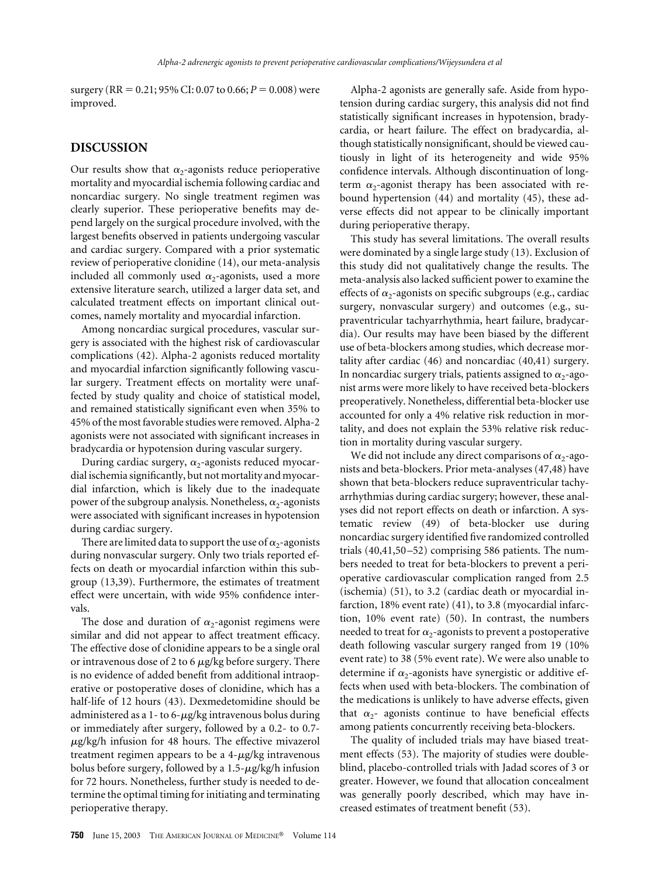surgery (RR = 0.21; 95% CI: 0.07 to 0.66; $P = 0.008$) were improved.

## DISCUSSION

Our results show that $\alpha_2$-agonists reduce perioperative mortality and myocardial ischemia following cardiac and noncardiac surgery. No single treatment regimen was clearly superior. These perioperative benefits may depend largely on the surgical procedure involved, with the largest benefits observed in patients undergoing vascular and cardiac surgery. Compared with a prior systematic review of perioperative clonidine (14), our meta-analysis included all commonly used $\alpha_2$-agonists, used a more extensive literature search, utilized a larger data set, and calculated treatment effects on important clinical outcomes, namely mortality and myocardial infarction.

Among noncardiac surgical procedures, vascular surgery is associated with the highest risk of cardiovascular complications (42). Alpha-2 agonists reduced mortality and myocardial infarction significantly following vascular surgery. Treatment effects on mortality were unaffected by study quality and choice of statistical model, and remained statistically significant even when 35% to 45% of the most favorable studies were removed. Alpha-2 agonists were not associated with significant increases in bradycardia or hypotension during vascular surgery.

During cardiac surgery, $\alpha_2$-agonists reduced myocardial ischemia significantly, but not mortality and myocardial infarction, which is likely due to the inadequate power of the subgroup analysis. Nonetheless, $\alpha_2$-agonists were associated with significant increases in hypotension during cardiac surgery.

There are limited data to support the use of $\alpha_2$-agonists during nonvascular surgery. Only two trials reported effects on death or myocardial infarction within this subgroup (13,39). Furthermore, the estimates of treatment effect were uncertain, with wide 95% confidence intervals.

The dose and duration of $\alpha_2$-agonist regimens were similar and did not appear to affect treatment efficacy. The effective dose of clonidine appears to be a single oral or intravenous dose of 2 to 6 $\mu$g/kg before surgery. There is no evidence of added benefit from additional intraoperative or postoperative doses of clonidine, which has a half-life of 12 hours (43). Dexmedetomidine should be administered as a 1- to 6-$\mu$g/kg intravenous bolus during or immediately after surgery, followed by a 0.2- to 0.7-$\mu$g/kg/h infusion for 48 hours. The effective mivazerol treatment regimen appears to be a 4-$\mu$g/kg intravenous bolus before surgery, followed by a 1.5-$\mu$g/kg/h infusion for 72 hours. Nonetheless, further study is needed to determine the optimal timing for initiating and terminating perioperative therapy.

Alpha-2 agonists are generally safe. Aside from hypotension during cardiac surgery, this analysis did not find statistically significant increases in hypotension, bradycardia, or heart failure. The effect on bradycardia, although statistically nonsignificant, should be viewed cautiously in light of its heterogeneity and wide 95% confidence intervals. Although discontinuation of long-term $\alpha_2$-agonist therapy has been associated with rebound hypertension (44) and mortality (45), these adverse effects did not appear to be clinically important during perioperative therapy.

This study has several limitations. The overall results were dominated by a single large study (13). Exclusion of this study did not qualitatively change the results. The meta-analysis also lacked sufficient power to examine the effects of $\alpha_2$-agonists on specific subgroups (e.g., cardiac surgery, nonvascular surgery) and outcomes (e.g., supraventricular tachyarrhythmia, heart failure, bradycardia). Our results may have been biased by the different use of beta-blockers among studies, which decrease mortality after cardiac (46) and noncardiac (40,41) surgery. In noncardiac surgery trials, patients assigned to $\alpha_2$-agonist arms were more likely to have received beta-blockers preoperatively. Nonetheless, differential beta-blocker use accounted for only a 4% relative risk reduction in mortality, and does not explain the 53% relative risk reduction in mortality during vascular surgery.

We did not include any direct comparisons of $\alpha_2$-agonists and beta-blockers. Prior meta-analyses (47,48) have shown that beta-blockers reduce supraventricular tachyarrhythmias during cardiac surgery; however, these analyses did not report effects on death or infarction. A systematic review (49) of beta-blocker use during noncardiac surgery identified five randomized controlled trials (40,41,50–52) comprising 586 patients. The numbers needed to treat for beta-blockers to prevent a perioperative cardiovascular complication ranged from 2.5 (ischemia) (51), to 3.2 (cardiac death or myocardial infarction, 18% event rate) (41), to 3.8 (myocardial infarction, 10% event rate) (50). In contrast, the numbers needed to treat for $\alpha_2$-agonists to prevent a postoperative death following vascular surgery ranged from 19 (10% event rate) to 38 (5% event rate). We were also unable to determine if $\alpha_2$-agonists have synergistic or additive effects when used with beta-blockers. The combination of the medications is unlikely to have adverse effects, given that $\alpha_2$- agonists continue to have beneficial effects among patients concurrently receiving beta-blockers.

The quality of included trials may have biased treatment effects (53). The majority of studies were double-blind, placebo-controlled trials with Jadad scores of 3 or greater. However, we found that allocation concealment was generally poorly described, which may have increased estimates of treatment benefit (53).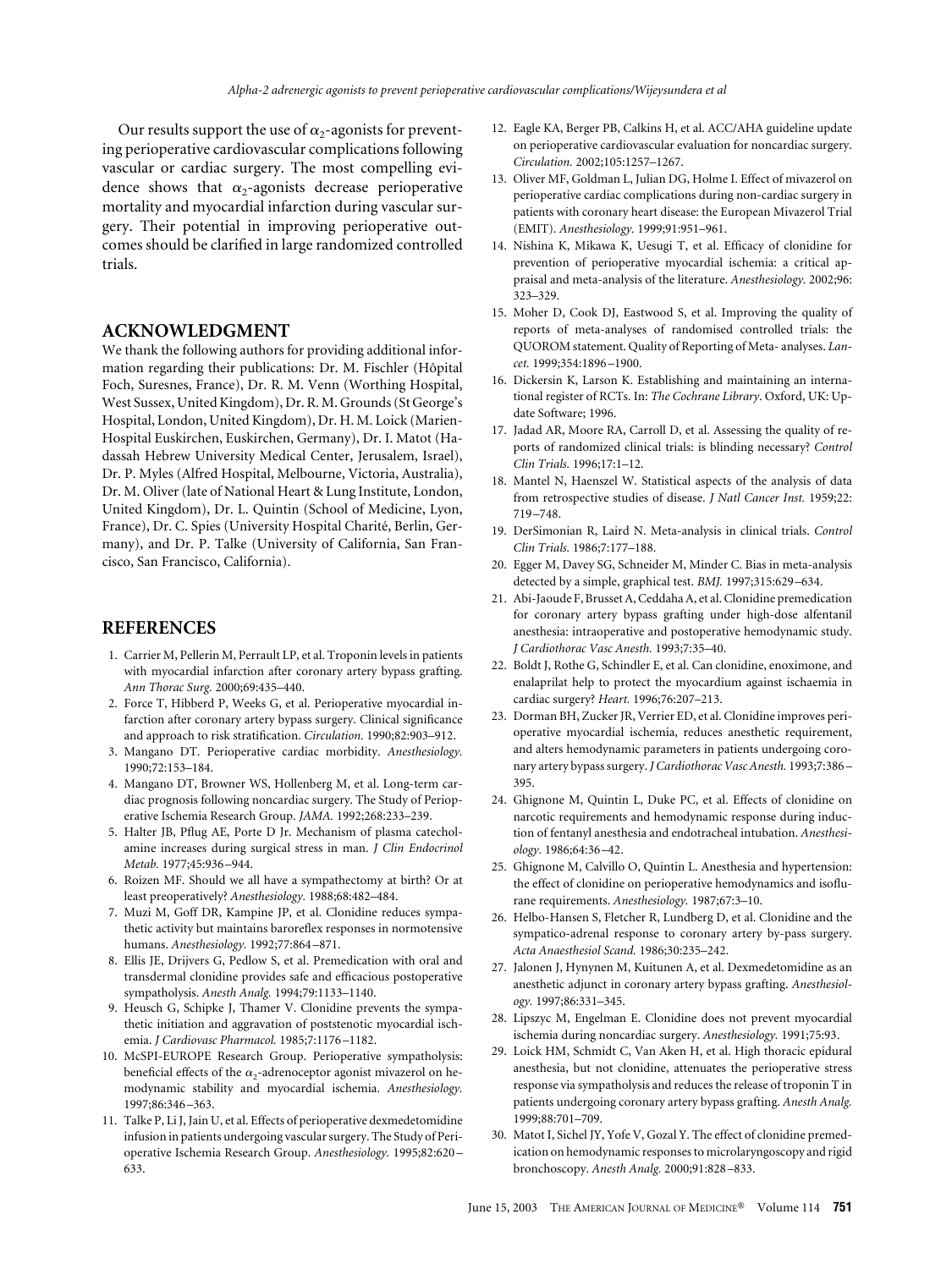Our results support the use of $\alpha_2$-agonists for preventing perioperative cardiovascular complications following vascular or cardiac surgery. The most compelling evidence shows that $\alpha_2$-agonists decrease perioperative mortality and myocardial infarction during vascular surgery. Their potential in improving perioperative outcomes should be clarified in large randomized controlled trials.

## ACKNOWLEDGMENT

We thank the following authors for providing additional information regarding their publications: Dr. M. Fischler (Hôpital Foch, Suresnes, France), Dr. R. M. Venn (Worthing Hospital, West Sussex, United Kingdom), Dr. R. M. Grounds (St George's Hospital, London, United Kingdom), Dr. H. M. Loick (Marien-Hospital Euskirchen, Euskirchen, Germany), Dr. I. Matot (Hadassah Hebrew University Medical Center, Jerusalem, Israel), Dr. P. Myles (Alfred Hospital, Melbourne, Victoria, Australia), Dr. M. Oliver (late of National Heart & Lung Institute, London, United Kingdom), Dr. L. Quintin (School of Medicine, Lyon, France), Dr. C. Spies (University Hospital Charité, Berlin, Germany), and Dr. P. Talke (University of California, San Francisco, San Francisco, California).

## REFERENCES

1. Carrier M, Pellerin M, Perrault LP, et al. Troponin levels in patients with myocardial infarction after coronary artery bypass grafting. *Ann Thorac Surg.* 2000;69:435–440.
2. Force T, Hibberd P, Weeks G, et al. Perioperative myocardial infarction after coronary artery bypass surgery. Clinical significance and approach to risk stratification. *Circulation.* 1990;82:903–912.
3. Mangano DT. Perioperative cardiac morbidity. *Anesthesiology.* 1990;72:153–184.
4. Mangano DT, Browner WS, Hollenberg M, et al. Long-term cardiac prognosis following noncardiac surgery. The Study of Perioperative Ischemia Research Group. *JAMA.* 1992;268:233–239.
5. Halter JB, Pflug AE, Porte D Jr. Mechanism of plasma catecholamine increases during surgical stress in man. *J Clin Endocrinol Metab.* 1977;45:936–944.
6. Roizen MF. Should we all have a sympathectomy at birth? Or at least preoperatively? *Anesthesiology.* 1988;68:482–484.
7. Muzi M, Goff DR, Kampine JP, et al. Clonidine reduces sympathetic activity but maintains baroreflex responses in normotensive humans. *Anesthesiology.* 1992;77:864–871.
8. Ellis JE, Drijvers G, Pedlow S, et al. Premedication with oral and transdermal clonidine provides safe and efficacious postoperative sympatholysis. *Anesth Analg.* 1994;79:1133–1140.
9. Heusch G, Schipke J, Thamer V. Clonidine prevents the sympathetic initiation and aggravation of poststenotic myocardial ischemia. *J Cardiovasc Pharmacol.* 1985;7:1176–1182.
10. McSPI-EUROPE Research Group. Perioperative sympatholysis: beneficial effects of the $\alpha_2$-adrenoceptor agonist mivazerol on hemodynamic stability and myocardial ischemia. *Anesthesiology.* 1997;86:346–363.
11. Talke P, Li J, Jain U, et al. Effects of perioperative dexmedetomidine infusion in patients undergoing vascular surgery. The Study of Perioperative Ischemia Research Group. *Anesthesiology.* 1995;82:620–633.
12. Eagle KA, Berger PB, Calkins H, et al. ACC/AHA guideline update on perioperative cardiovascular evaluation for noncardiac surgery. *Circulation.* 2002;105:1257–1267.
13. Oliver MF, Goldman L, Julian DG, Holme I. Effect of mivazerol on perioperative cardiac complications during non-cardiac surgery in patients with coronary heart disease: the European Mivazerol Trial (EMIT). *Anesthesiology.* 1999;91:951–961.
14. Nishina K, Mikawa K, Uesugi T, et al. Efficacy of clonidine for prevention of perioperative myocardial ischemia: a critical appraisal and meta-analysis of the literature. *Anesthesiology.* 2002;96: 323–329.
15. Moher D, Cook DJ, Eastwood S, et al. Improving the quality of reports of meta-analyses of randomised controlled trials: the QUOROM statement. Quality of Reporting of Meta- analyses. *Lancet.* 1999;354:1896–1900.
16. Dickersin K, Larson K. Establishing and maintaining an international register of RCTs. In: *The Cochrane Library*. Oxford, UK: Update Software; 1996.
17. Jadad AR, Moore RA, Carroll D, et al. Assessing the quality of reports of randomized clinical trials: is blinding necessary? *Control Clin Trials.* 1996;17:1–12.
18. Mantel N, Haenszel W. Statistical aspects of the analysis of data from retrospective studies of disease. *J Natl Cancer Inst.* 1959;22: 719–748.
19. DerSimonian R, Laird N. Meta-analysis in clinical trials. *Control Clin Trials.* 1986;7:177–188.
20. Egger M, Davey SG, Schneider M, Minder C. Bias in meta-analysis detected by a simple, graphical test. *BMJ.* 1997;315:629–634.
21. Abi-Jaoude F, Brusset A, Ceddaha A, et al. Clonidine premedication for coronary artery bypass grafting under high-dose alfentanil anesthesia: intraoperative and postoperative hemodynamic study. *J Cardiothorac Vasc Anesth.* 1993;7:35–40.
22. Boldt J, Rothe G, Schindler E, et al. Can clonidine, enoximone, and enalaprilat help to protect the myocardium against ischaemia in cardiac surgery? *Heart.* 1996;76:207–213.
23. Dorman BH, Zucker JR, Verrier ED, et al. Clonidine improves perioperative myocardial ischemia, reduces anesthetic requirement, and alters hemodynamic parameters in patients undergoing coronary artery bypass surgery. *J Cardiothorac Vasc Anesth.* 1993;7:386–395.
24. Ghignone M, Quintin L, Duke PC, et al. Effects of clonidine on narcotic requirements and hemodynamic response during induction of fentanyl anesthesia and endotracheal intubation. *Anesthesiology.* 1986;64:36–42.
25. Ghignone M, Calvillo O, Quintin L. Anesthesia and hypertension: the effect of clonidine on perioperative hemodynamics and isoflurane requirements. *Anesthesiology.* 1987;67:3–10.
26. Helbo-Hansen S, Fletcher R, Lundberg D, et al. Clonidine and the sympatico-adrenal response to coronary artery by-pass surgery. *Acta Anaesthesiol Scand.* 1986;30:235–242.
27. Jalonen J, Hynynen M, Kuitunen A, et al. Dexmedetomidine as an anesthetic adjunct in coronary artery bypass grafting. *Anesthesiology.* 1997;86:331–345.
28. Lipszyc M, Engelman E. Clonidine does not prevent myocardial ischemia during noncardiac surgery. *Anesthesiology.* 1991;75:93.
29. Loick HM, Schmidt C, Van Aken H, et al. High thoracic epidural anesthesia, but not clonidine, attenuates the perioperative stress response via sympatholysis and reduces the release of troponin T in patients undergoing coronary artery bypass grafting. *Anesth Analg.* 1999;88:701–709.
30. Matot I, Sichel JY, Yofe V, Gozal Y. The effect of clonidine premedication on hemodynamic responses to microlaryngoscopy and rigid bronchoscopy. *Anesth Analg.* 2000;91:828–833.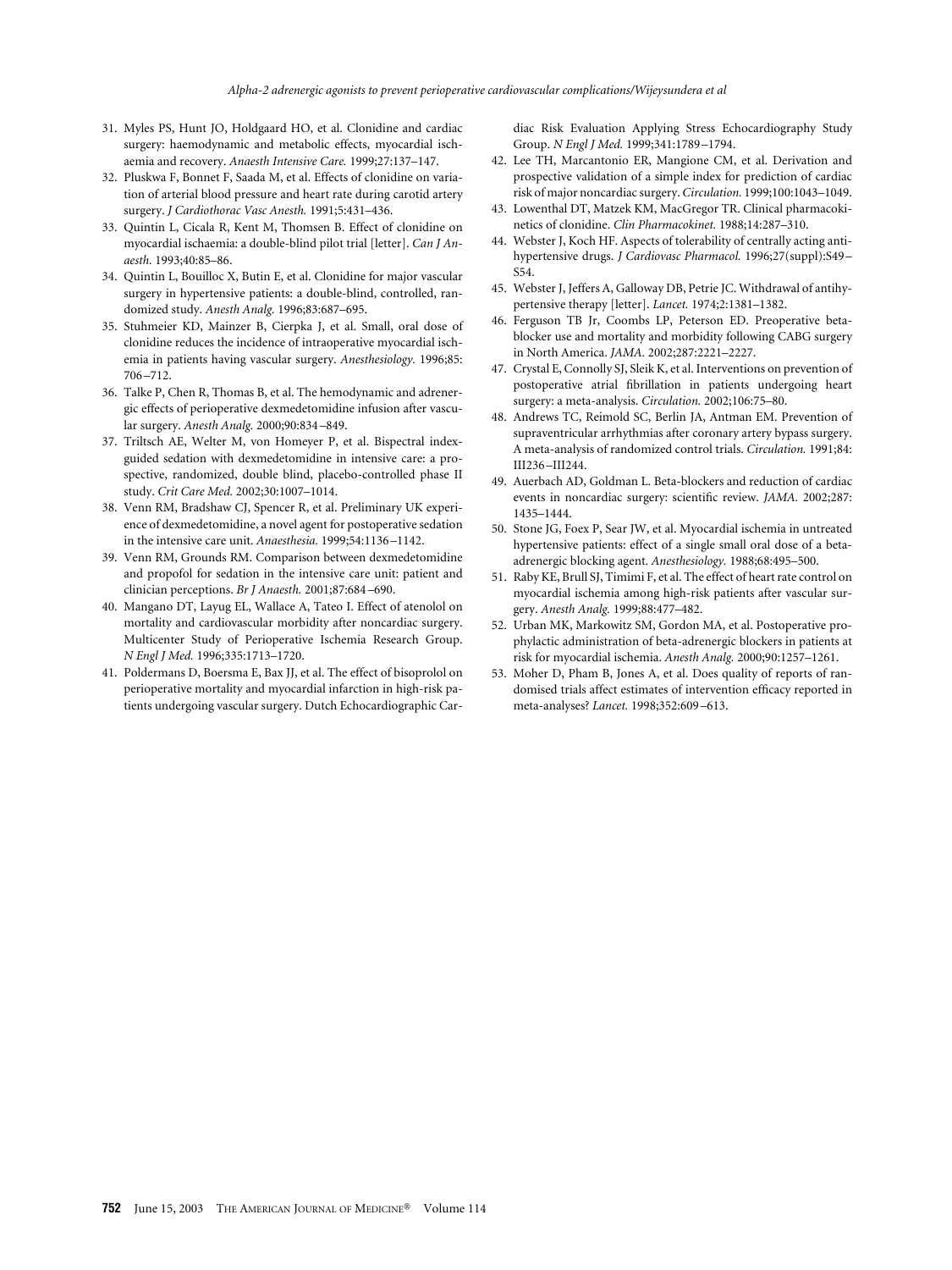31. Myles PS, Hunt JO, Holdgaard HO, et al. Clonidine and cardiac surgery: haemodynamic and metabolic effects, myocardial ischaemia and recovery. *Anaesth Intensive Care.* 1999;27:137–147.
32. Pluskwa F, Bonnet F, Saada M, et al. Effects of clonidine on variation of arterial blood pressure and heart rate during carotid artery surgery. *J Cardiothorac Vasc Anesth.* 1991;5:431–436.
33. Quintin L, Cicala R, Kent M, Thomsen B. Effect of clonidine on myocardial ischaemia: a double-blind pilot trial [letter]. *Can J Anaesth.* 1993;40:85–86.
34. Quintin L, Bouilloc X, Butin E, et al. Clonidine for major vascular surgery in hypertensive patients: a double-blind, controlled, randomized study. *Anesth Analg.* 1996;83:687–695.
35. Stuhmeier KD, Mainzer B, Cierpka J, et al. Small, oral dose of clonidine reduces the incidence of intraoperative myocardial ischemia in patients having vascular surgery. *Anesthesiology.* 1996;85: 706–712.
36. Talke P, Chen R, Thomas B, et al. The hemodynamic and adrenergic effects of perioperative dexmedetomidine infusion after vascular surgery. *Anesth Analg.* 2000;90:834–849.
37. Triltsch AE, Welter M, von Homeyer P, et al. Bispectral index-guided sedation with dexmedetomidine in intensive care: a prospective, randomized, double blind, placebo-controlled phase II study. *Crit Care Med.* 2002;30:1007–1014.
38. Venn RM, Bradshaw CJ, Spencer R, et al. Preliminary UK experience of dexmedetomidine, a novel agent for postoperative sedation in the intensive care unit. *Anaesthesia.* 1999;54:1136–1142.
39. Venn RM, Grounds RM. Comparison between dexmedetomidine and propofol for sedation in the intensive care unit: patient and clinician perceptions. *Br J Anaesth.* 2001;87:684–690.
40. Mangano DT, Layug EL, Wallace A, Tateo I. Effect of atenolol on mortality and cardiovascular morbidity after noncardiac surgery. Multicenter Study of Perioperative Ischemia Research Group. *N Engl J Med.* 1996;335:1713–1720.
41. Poldermans D, Boersma E, Bax JJ, et al. The effect of bisoprolol on perioperative mortality and myocardial infarction in high-risk patients undergoing vascular surgery. Dutch Echocardiographic Cardiac Risk Evaluation Applying Stress Echocardiography Study Group. *N Engl J Med.* 1999;341:1789–1794.
42. Lee TH, Marcantonio ER, Mangione CM, et al. Derivation and prospective validation of a simple index for prediction of cardiac risk of major noncardiac surgery. *Circulation.* 1999;100:1043–1049.
43. Lowenthal DT, Matzek KM, MacGregor TR. Clinical pharmacokinetics of clonidine. *Clin Pharmacokinet.* 1988;14:287–310.
44. Webster J, Koch HF. Aspects of tolerability of centrally acting antihypertensive drugs. *J Cardiovasc Pharmacol.* 1996;27(suppl):S49–S54.
45. Webster J, Jeffers A, Galloway DB, Petrie JC. Withdrawal of antihypertensive therapy [letter]. *Lancet.* 1974;2:1381–1382.
46. Ferguson TB Jr, Coombs LP, Peterson ED. Preoperative beta-blocker use and mortality and morbidity following CABG surgery in North America. *JAMA.* 2002;287:2221–2227.
47. Crystal E, Connolly SJ, Sleik K, et al. Interventions on prevention of postoperative atrial fibrillation in patients undergoing heart surgery: a meta-analysis. *Circulation.* 2002;106:75–80.
48. Andrews TC, Reimold SC, Berlin JA, Antman EM. Prevention of supraventricular arrhythmias after coronary artery bypass surgery. A meta-analysis of randomized control trials. *Circulation.* 1991;84: III236–III244.
49. Auerbach AD, Goldman L. Beta-blockers and reduction of cardiac events in noncardiac surgery: scientific review. *JAMA.* 2002;287: 1435–1444.
50. Stone JG, Foex P, Sear JW, et al. Myocardial ischemia in untreated hypertensive patients: effect of a single small oral dose of a beta-adrenergic blocking agent. *Anesthesiology.* 1988;68:495–500.
51. Raby KE, Brull SJ, Timimi F, et al. The effect of heart rate control on myocardial ischemia among high-risk patients after vascular surgery. *Anesth Analg.* 1999;88:477–482.
52. Urban MK, Markowitz SM, Gordon MA, et al. Postoperative prophylactic administration of beta-adrenergic blockers in patients at risk for myocardial ischemia. *Anesth Analg.* 2000;90:1257–1261.
53. Moher D, Pham B, Jones A, et al. Does quality of reports of randomised trials affect estimates of intervention efficacy reported in meta-analyses? *Lancet.* 1998;352:609–613.